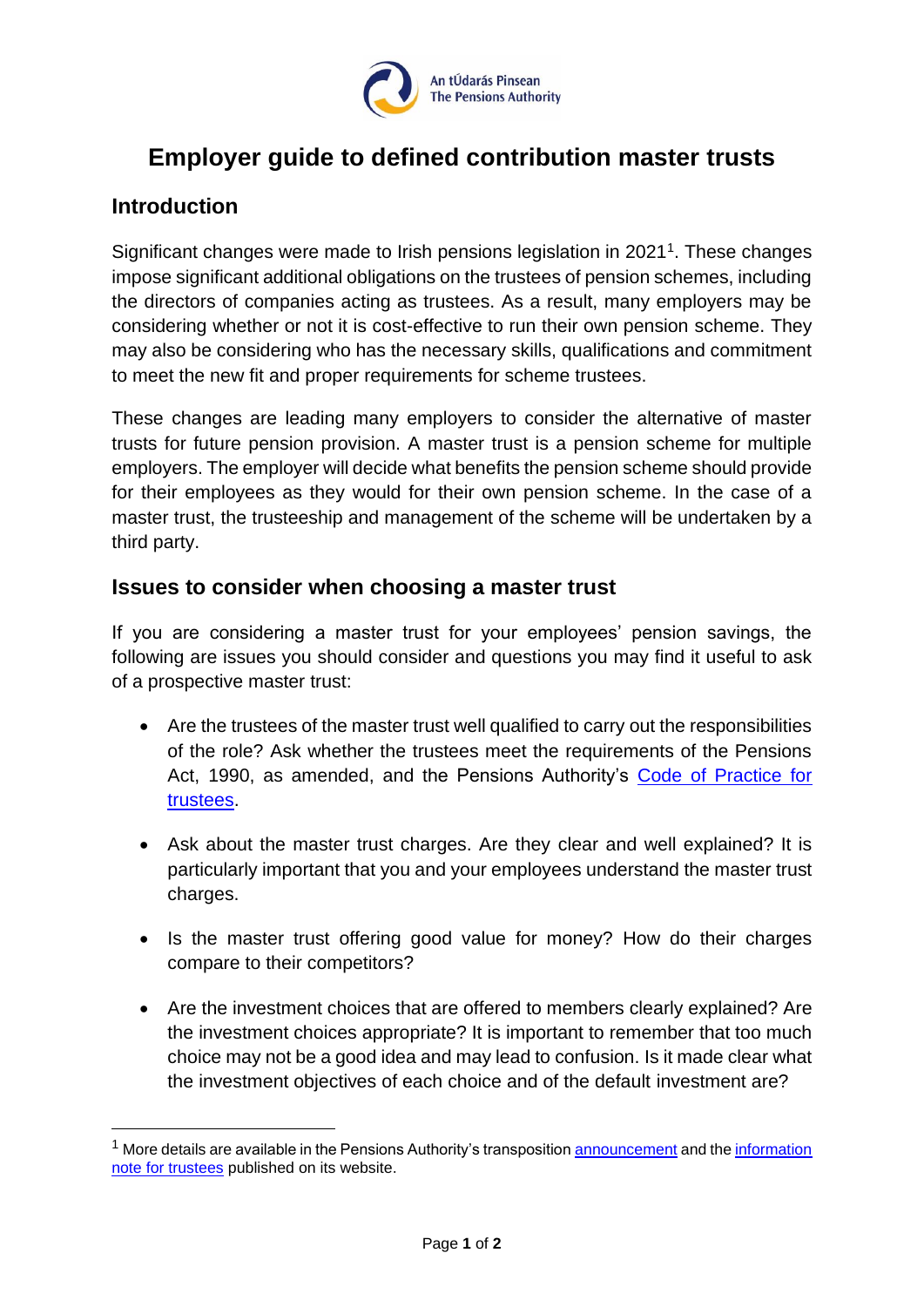# Employer guide to defined contribution master trusts

## Introduction

Significant changes were made to Irish pensions legislation in 2021[1]. These changes impose significant additional obligations on the trustees of pension schemes, including the directors of companies acting as trustees. As a result, many employers may be considering whether or not it is cost-effective to run their own pension scheme. They may also be considering who has the necessary skills, qualifications and commitment to meet the new fit and proper requirements for scheme trustees.

These changes are leading many employers to consider the alternative of master trusts for future pension provision. A master trust is a pension scheme for multiple employers. The employer will decide what benefits the pension scheme should provide for their employees as they would for their own pension scheme. In the case of a master trust, the trusteeship and management of the scheme will be undertaken by a third party.

## Issues to consider when choosing a master trust

If you are considering a master trust for your employees' pension savings, the following are issues you should consider and questions you may find it useful to ask of a prospective master trust:

- Are the trustees of the master trust well qualified to carry out the responsibilities of the role? Ask whether the trustees meet the requirements of the Pensions Act, 1990, as amended, and the Pensions Authority's Code of Practice for trustees.
- Ask about the master trust charges. Are they clear and well explained? It is particularly important that you and your employees understand the master trust charges.
- Is the master trust offering good value for money? How do their charges compare to their competitors?
- Are the investment choices that are offered to members clearly explained? Are the investment choices appropriate? It is important to remember that too much choice may not be a good idea and may lead to confusion. Is it made clear what the investment objectives of each choice and of the default investment are?

---

[1] More details are available in the Pensions Authority's transposition announcement and the information note for trustees published on its website.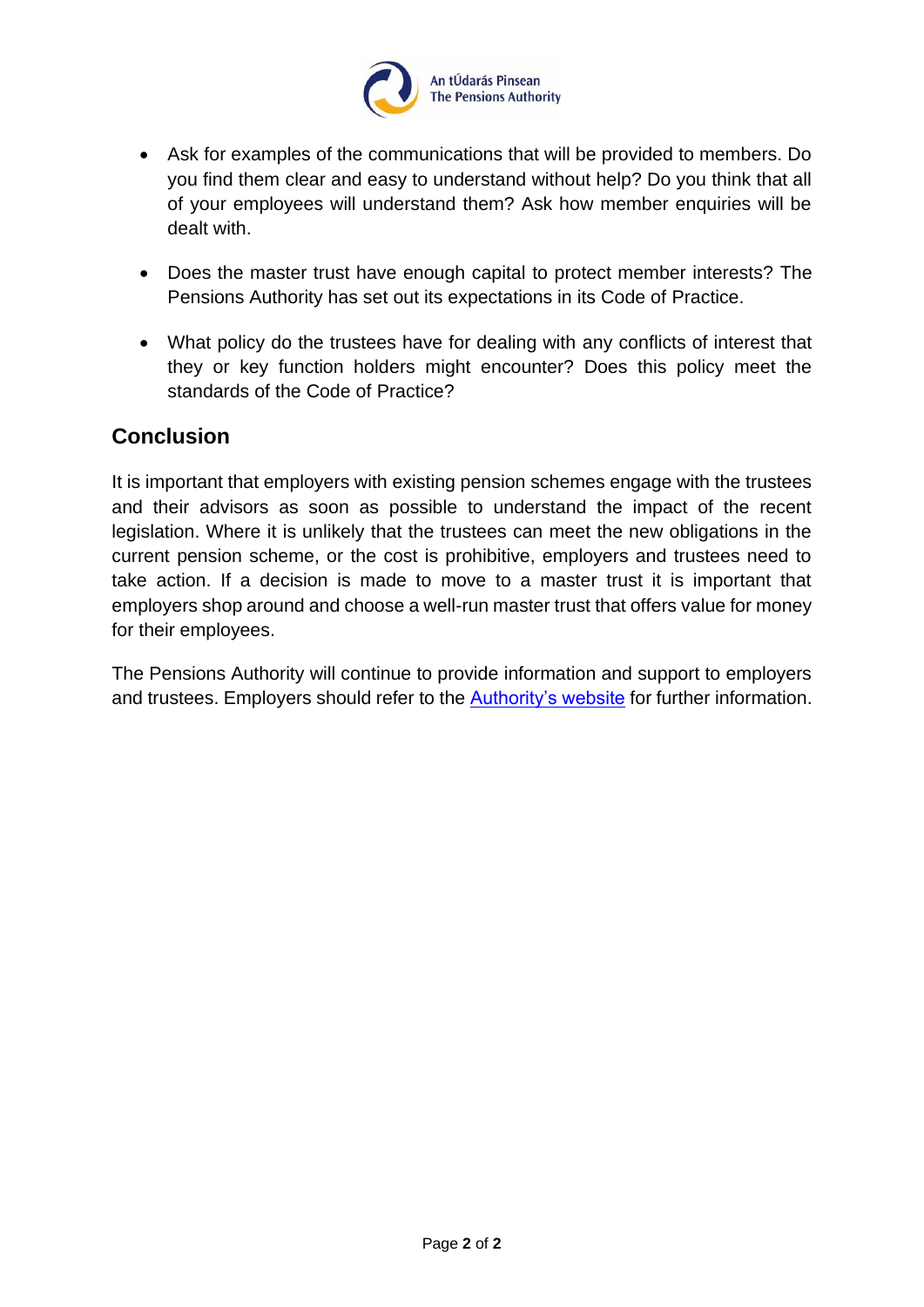- Ask for examples of the communications that will be provided to members. Do you find them clear and easy to understand without help? Do you think that all of your employees will understand them? Ask how member enquiries will be dealt with.
- Does the master trust have enough capital to protect member interests? The Pensions Authority has set out its expectations in its Code of Practice.
- What policy do the trustees have for dealing with any conflicts of interest that they or key function holders might encounter? Does this policy meet the standards of the Code of Practice?

## Conclusion

It is important that employers with existing pension schemes engage with the trustees and their advisors as soon as possible to understand the impact of the recent legislation. Where it is unlikely that the trustees can meet the new obligations in the current pension scheme, or the cost is prohibitive, employers and trustees need to take action. If a decision is made to move to a master trust it is important that employers shop around and choose a well-run master trust that offers value for money for their employees.

The Pensions Authority will continue to provide information and support to employers and trustees. Employers should refer to the Authority's website for further information.